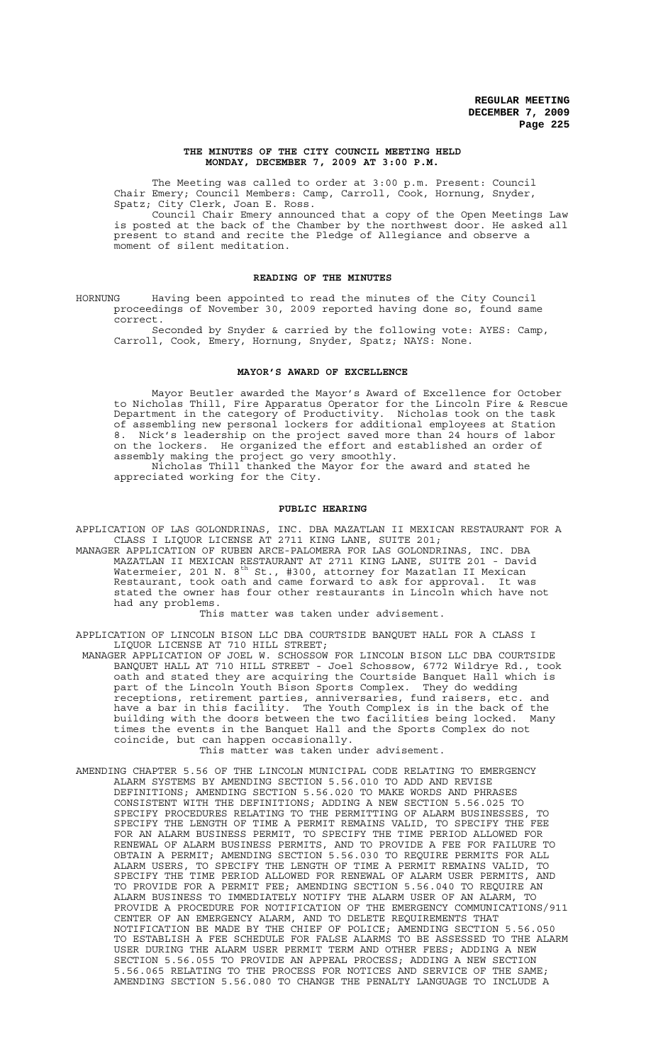# THE MINUTES OF THE CITY COUNCIL MEETING HELD MONDAY, DECEMBER 7, 2009 AT 3:00 P.M.

The Meeting was called to order at 3:00 p.m. Present: Council Chair Emery; Council Members: Camp, Carroll, Cook, Hornung, Snyder, Spatz; City Clerk, Joan E. Ross.

Council Chair Emery announced that a copy of the Open Meetings Law is posted at the back of the Chamber by the northwest door. He asked all present to stand and recite the Pledge of Allegiance and observe a moment of silent meditation.

## READING OF THE MINUTES

HORNUNG Having been appointed to read the minutes of the City Council proceedings of November 30, 2009 reported having done so, found same correct.

Seconded by Snyder & carried by the following vote: AYES: Camp, Carroll, Cook, Emery, Hornung, Snyder, Spatz; NAYS: None.

## MAYOR'S AWARD OF EXCELLENCE

Mayor Beutler awarded the Mayor's Award of Excellence for October to Nicholas Thill, Fire Apparatus Operator for the Lincoln Fire & Rescue Department in the category of Productivity. Nicholas took on the task of assembling new personal lockers for additional employees at Station 8. Nick's leadership on the project saved more than 24 hours of labor on the lockers. He organized the effort and established an order of assembly making the project go very smoothly.

Nicholas Thill thanked the Mayor for the award and stated he appreciated working for the City.

## PUBLIC HEARING

APPLICATION OF LAS GOLONDRINAS, INC. DBA MAZATLAN II MEXICAN RESTAURANT FOR A CLASS I LIQUOR LICENSE AT 2711 KING LANE, SUITE 201;

MANAGER APPLICATION OF RUBEN ARCE-PALOMERA FOR LAS GOLONDRINAS, INC. DBA MAZATLAN II MEXICAN RESTAURANT AT 2711 KING LANE, SUITE 201 - David Watermeier, 201 N. 8th St., #300, attorney for Mazatlan II Mexican Restaurant, took oath and came forward to ask for approval. It was stated the owner has four other restaurants in Lincoln which have not had any problems.

This matter was taken under advisement.

APPLICATION OF LINCOLN BISON LLC DBA COURTSIDE BANQUET HALL FOR A CLASS I LIQUOR LICENSE AT 710 HILL STREET;

MANAGER APPLICATION OF JOEL W. SCHOSSOW FOR LINCOLN BISON LLC DBA COURTSIDE BANQUET HALL AT 710 HILL STREET - Joel Schossow, 6772 Wildrye Rd., took oath and stated they are acquiring the Courtside Banquet Hall which is part of the Lincoln Youth Bison Sports Complex. They do wedding receptions, retirement parties, anniversaries, fund raisers, etc. and have a bar in this facility. The Youth Complex is in the back of the building with the doors between the two facilities being locked. Many times the events in the Banquet Hall and the Sports Complex do not coincide, but can happen occasionally.

This matter was taken under advisement.

AMENDING CHAPTER 5.56 OF THE LINCOLN MUNICIPAL CODE RELATING TO EMERGENCY ALARM SYSTEMS BY AMENDING SECTION 5.56.010 TO ADD AND REVISE DEFINITIONS; AMENDING SECTION 5.56.020 TO MAKE WORDS AND PHRASES CONSISTENT WITH THE DEFINITIONS; ADDING A NEW SECTION 5.56.025 TO SPECIFY PROCEDURES RELATING TO THE PERMITTING OF ALARM BUSINESSES, TO SPECIFY THE LENGTH OF TIME A PERMIT REMAINS VALID, TO SPECIFY THE FEE FOR AN ALARM BUSINESS PERMIT, TO SPECIFY THE TIME PERIOD ALLOWED FOR RENEWAL OF ALARM BUSINESS PERMITS, AND TO PROVIDE A FEE FOR FAILURE TO OBTAIN A PERMIT; AMENDING SECTION 5.56.030 TO REQUIRE PERMITS FOR ALL ALARM USERS, TO SPECIFY THE LENGTH OF TIME A PERMIT REMAINS VALID, TO SPECIFY THE TIME PERIOD ALLOWED FOR RENEWAL OF ALARM USER PERMITS, AND TO PROVIDE FOR A PERMIT FEE; AMENDING SECTION 5.56.040 TO REQUIRE AN ALARM BUSINESS TO IMMEDIATELY NOTIFY THE ALARM USER OF AN ALARM, TO PROVIDE A PROCEDURE FOR NOTIFICATION OF THE EMERGENCY COMMUNICATIONS/911 CENTER OF AN EMERGENCY ALARM, AND TO DELETE REQUIREMENTS THAT NOTIFICATION BE MADE BY THE CHIEF OF POLICE; AMENDING SECTION 5.56.050 TO ESTABLISH A FEE SCHEDULE FOR FALSE ALARMS TO BE ASSESSED TO THE ALARM USER DURING THE ALARM USER PERMIT TERM AND OTHER FEES; ADDING A NEW SECTION 5.56.055 TO PROVIDE AN APPEAL PROCESS; ADDING A NEW SECTION 5.56.065 RELATING TO THE PROCESS FOR NOTICES AND SERVICE OF THE SAME; AMENDING SECTION 5.56.080 TO CHANGE THE PENALTY LANGUAGE TO INCLUDE A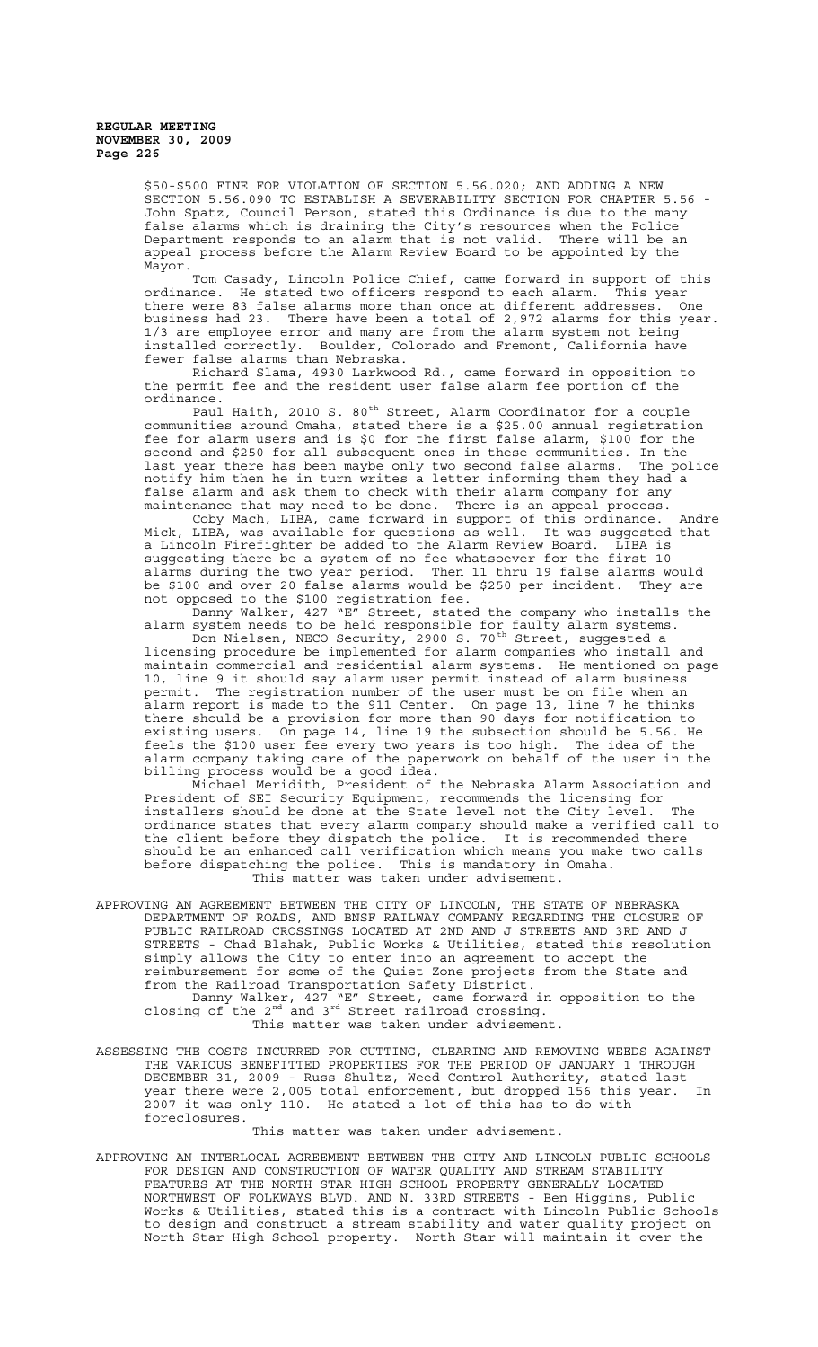$50-$500 FINE FOR VIOLATION OF SECTION 5.56.020; AND ADDING A NEW SECTION 5.56.090 TO ESTABLISH A SEVERABILITY SECTION FOR CHAPTER 5.56 - John Spatz, Council Person, stated this Ordinance is due to the many false alarms which is draining the City's resources when the Police Department responds to an alarm that is not valid. There will be an appeal process before the Alarm Review Board to be appointed by the Mayor.

Tom Casady, Lincoln Police Chief, came forward in support of this ordinance. He stated two officers respond to each alarm. This year there were 83 false alarms more than once at different addresses. One business had 23. There have been a total of 2,972 alarms for this year. 1/3 are employee error and many are from the alarm system not being installed correctly. Boulder, Colorado and Fremont, California have fewer false alarms than Nebraska.

Richard Slama, 4930 Larkwood Rd., came forward in opposition to the permit fee and the resident user false alarm fee portion of the ordinance.

Paul Haith, 2010 S. 80th Street, Alarm Coordinator for a couple communities around Omaha, stated there is a $25.00 annual registration fee for alarm users and is $0 for the first false alarm, $100 for the second and $250 for all subsequent ones in these communities. In the last year there has been maybe only two second false alarms. The police notify him then he in turn writes a letter informing them they had a false alarm and ask them to check with their alarm company for any maintenance that may need to be done. There is an appeal process.

Coby Mach, LIBA, came forward in support of this ordinance. Andre Mick, LIBA, was available for questions as well. It was suggested that a Lincoln Firefighter be added to the Alarm Review Board. LIBA is suggesting there be a system of no fee whatsoever for the first 10 alarms during the two year period. Then 11 thru 19 false alarms would be $100 and over 20 false alarms would be $250 per incident. They are not opposed to the $100 registration fee.

Danny Walker, 427 "E" Street, stated the company who installs the alarm system needs to be held responsible for faulty alarm systems.

Don Nielsen, NECO Security, 2900 S. 70th Street, suggested a licensing procedure be implemented for alarm companies who install and maintain commercial and residential alarm systems. He mentioned on page 10, line 9 it should say alarm user permit instead of alarm business permit. The registration number of the user must be on file when an alarm report is made to the 911 Center. On page 13, line 7 he thinks there should be a provision for more than 90 days for notification to existing users. On page 14, line 19 the subsection should be 5.56. He feels the $100 user fee every two years is too high. The idea of the alarm company taking care of the paperwork on behalf of the user in the billing process would be a good idea.

Michael Meridith, President of the Nebraska Alarm Association and President of SEI Security Equipment, recommends the licensing for installers should be done at the State level not the City level. The ordinance states that every alarm company should make a verified call to the client before they dispatch the police. It is recommended there should be an enhanced call verification which means you make two calls before dispatching the police. This is mandatory in Omaha.

This matter was taken under advisement.

APPROVING AN AGREEMENT BETWEEN THE CITY OF LINCOLN, THE STATE OF NEBRASKA DEPARTMENT OF ROADS, AND BNSF RAILWAY COMPANY REGARDING THE CLOSURE OF PUBLIC RAILROAD CROSSINGS LOCATED AT 2ND AND J STREETS AND 3RD AND J STREETS - Chad Blahak, Public Works & Utilities, stated this resolution simply allows the City to enter into an agreement to accept the reimbursement for some of the Quiet Zone projects from the State and from the Railroad Transportation Safety District.

Danny Walker, 427 "E" Street, came forward in opposition to the closing of the 2nd and 3rd Street railroad crossing.

This matter was taken under advisement.

ASSESSING THE COSTS INCURRED FOR CUTTING, CLEARING AND REMOVING WEEDS AGAINST THE VARIOUS BENEFITTED PROPERTIES FOR THE PERIOD OF JANUARY 1 THROUGH DECEMBER 31, 2009 - Russ Shultz, Weed Control Authority, stated last year there were 2,005 total enforcement, but dropped 156 this year. In 2007 it was only 110. He stated a lot of this has to do with foreclosures.

This matter was taken under advisement.

APPROVING AN INTERLOCAL AGREEMENT BETWEEN THE CITY AND LINCOLN PUBLIC SCHOOLS FOR DESIGN AND CONSTRUCTION OF WATER QUALITY AND STREAM STABILITY FEATURES AT THE NORTH STAR HIGH SCHOOL PROPERTY GENERALLY LOCATED NORTHWEST OF FOLKWAYS BLVD. AND N. 33RD STREETS - Ben Higgins, Public Works & Utilities, stated this is a contract with Lincoln Public Schools to design and construct a stream stability and water quality project on North Star High School property. North Star will maintain it over the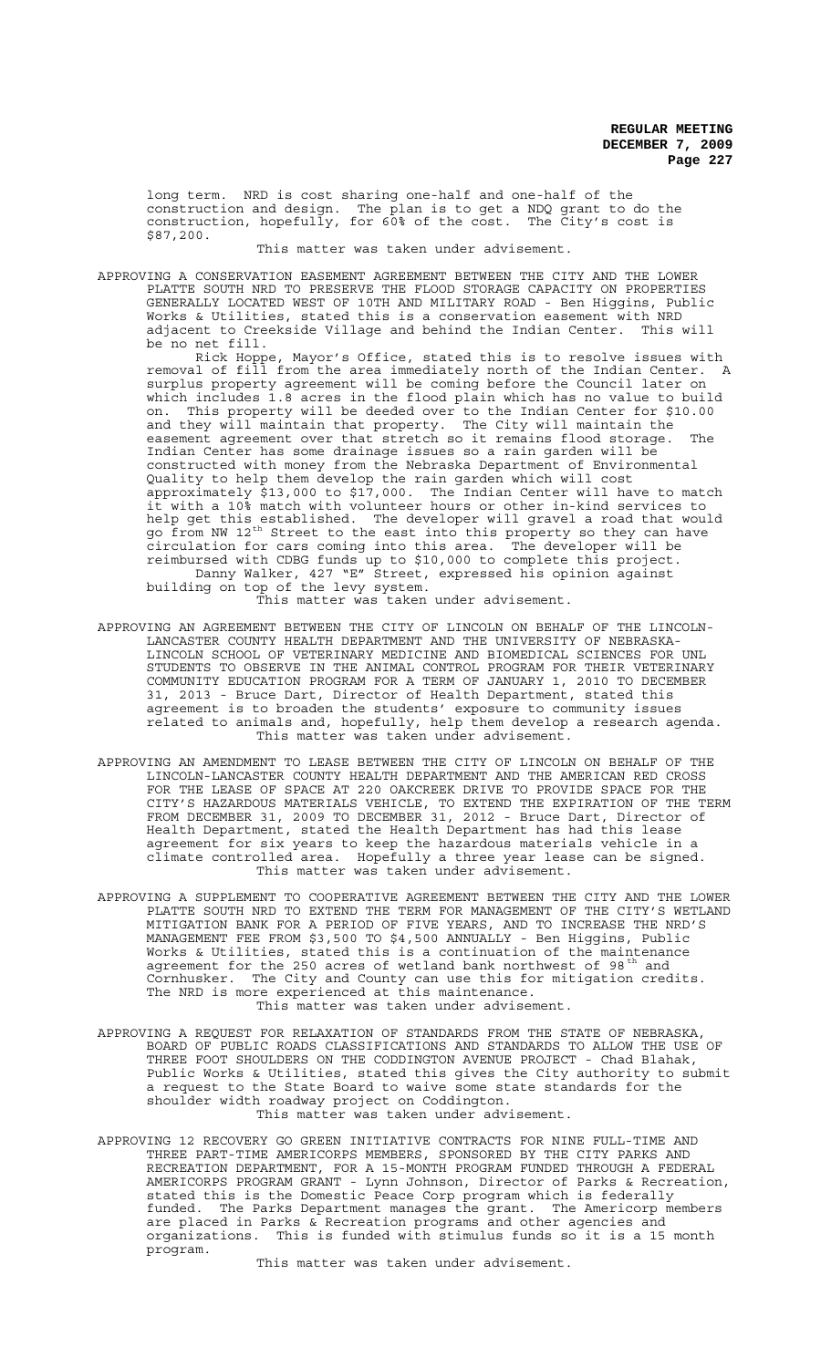long term. NRD is cost sharing one-half and one-half of the construction and design. The plan is to get a NDQ grant to do the construction, hopefully, for 60% of the cost. The City's cost is $87,200.

This matter was taken under advisement.

APPROVING A CONSERVATION EASEMENT AGREEMENT BETWEEN THE CITY AND THE LOWER PLATTE SOUTH NRD TO PRESERVE THE FLOOD STORAGE CAPACITY ON PROPERTIES GENERALLY LOCATED WEST OF 10TH AND MILITARY ROAD - Ben Higgins, Public Works & Utilities, stated this is a conservation easement with NRD adjacent to Creekside Village and behind the Indian Center. This will be no net fill.

Rick Hoppe, Mayor's Office, stated this is to resolve issues with removal of fill from the area immediately north of the Indian Center. A surplus property agreement will be coming before the Council later on which includes 1.8 acres in the flood plain which has no value to build on. This property will be deeded over to the Indian Center for $10.00 and they will maintain that property. The City will maintain the easement agreement over that stretch so it remains flood storage. The Indian Center has some drainage issues so a rain garden will be constructed with money from the Nebraska Department of Environmental Quality to help them develop the rain garden which will cost approximately $13,000 to $17,000. The Indian Center will have to match it with a 10% match with volunteer hours or other in-kind services to help get this established. The developer will gravel a road that would go from NW 12th Street to the east into this property so they can have circulation for cars coming into this area. The developer will be reimbursed with CDBG funds up to $10,000 to complete this project.

Danny Walker, 427 "E" Street, expressed his opinion against building on top of the levy system.

This matter was taken under advisement.

APPROVING AN AGREEMENT BETWEEN THE CITY OF LINCOLN ON BEHALF OF THE LINCOLN-LANCASTER COUNTY HEALTH DEPARTMENT AND THE UNIVERSITY OF NEBRASKA-LINCOLN SCHOOL OF VETERINARY MEDICINE AND BIOMEDICAL SCIENCES FOR UNL STUDENTS TO OBSERVE IN THE ANIMAL CONTROL PROGRAM FOR THEIR VETERINARY COMMUNITY EDUCATION PROGRAM FOR A TERM OF JANUARY 1, 2010 TO DECEMBER 31, 2013 - Bruce Dart, Director of Health Department, stated this agreement is to broaden the students' exposure to community issues related to animals and, hopefully, help them develop a research agenda.

This matter was taken under advisement.

APPROVING AN AMENDMENT TO LEASE BETWEEN THE CITY OF LINCOLN ON BEHALF OF THE LINCOLN-LANCASTER COUNTY HEALTH DEPARTMENT AND THE AMERICAN RED CROSS FOR THE LEASE OF SPACE AT 220 OAKCREEK DRIVE TO PROVIDE SPACE FOR THE CITY'S HAZARDOUS MATERIALS VEHICLE, TO EXTEND THE EXPIRATION OF THE TERM FROM DECEMBER 31, 2009 TO DECEMBER 31, 2012 - Bruce Dart, Director of Health Department, stated the Health Department has had this lease agreement for six years to keep the hazardous materials vehicle in a climate controlled area. Hopefully a three year lease can be signed.

This matter was taken under advisement.

APPROVING A SUPPLEMENT TO COOPERATIVE AGREEMENT BETWEEN THE CITY AND THE LOWER PLATTE SOUTH NRD TO EXTEND THE TERM FOR MANAGEMENT OF THE CITY'S WETLAND MITIGATION BANK FOR A PERIOD OF FIVE YEARS, AND TO INCREASE THE NRD'S MANAGEMENT FEE FROM $3,500 TO $4,500 ANNUALLY - Ben Higgins, Public Works & Utilities, stated this is a continuation of the maintenance agreement for the 250 acres of wetland bank northwest of 98th and Cornhusker. The City and County can use this for mitigation credits. The NRD is more experienced at this maintenance.

This matter was taken under advisement.

APPROVING A REQUEST FOR RELAXATION OF STANDARDS FROM THE STATE OF NEBRASKA, BOARD OF PUBLIC ROADS CLASSIFICATIONS AND STANDARDS TO ALLOW THE USE OF THREE FOOT SHOULDERS ON THE CODDINGTON AVENUE PROJECT - Chad Blahak, Public Works & Utilities, stated this gives the City authority to submit a request to the State Board to waive some state standards for the shoulder width roadway project on Coddington.

This matter was taken under advisement.

APPROVING 12 RECOVERY GO GREEN INITIATIVE CONTRACTS FOR NINE FULL-TIME AND THREE PART-TIME AMERICORPS MEMBERS, SPONSORED BY THE CITY PARKS AND RECREATION DEPARTMENT, FOR A 15-MONTH PROGRAM FUNDED THROUGH A FEDERAL AMERICORPS PROGRAM GRANT - Lynn Johnson, Director of Parks & Recreation, stated this is the Domestic Peace Corp program which is federally funded. The Parks Department manages the grant. The Americorp members are placed in Parks & Recreation programs and other agencies and organizations. This is funded with stimulus funds so it is a 15 month program.

This matter was taken under advisement.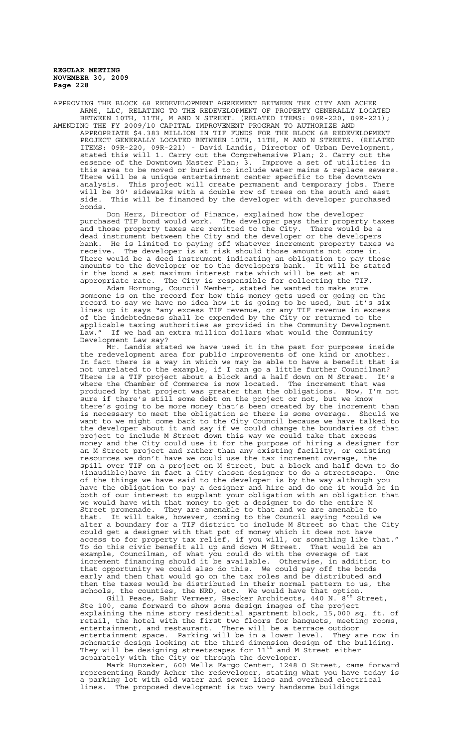APPROVING THE BLOCK 68 REDEVELOPMENT AGREEMENT BETWEEN THE CITY AND ACHER ARMS, LLC, RELATING TO THE REDEVELOPMENT OF PROPERTY GENERALLY LOCATED BETWEEN 10TH, 11TH, M AND N STREET. (RELATED ITEMS: 09R-220, 09R-221);

AMENDING THE FY 2009/10 CAPITAL IMPROVEMENT PROGRAM TO AUTHORIZE AND APPROPRIATE $4.383 MILLION IN TIF FUNDS FOR THE BLOCK 68 REDEVELOPMENT PROJECT GENERALLY LOCATED BETWEEN 10TH, 11TH, M AND N STREETS. (RELATED ITEMS: 09R-220, 09R-221) - David Landis, Director of Urban Development, stated this will 1. Carry out the Comprehensive Plan; 2. Carry out the essence of the Downtown Master Plan; 3. Improve a set of utilities in this area to be moved or buried to include water mains & replace sewers. There will be a unique entertainment center specific to the downtown analysis. This project will create permanent and temporary jobs. There will be 30' sidewalks with a double row of trees on the south and east side. This will be financed by the developer with developer purchased bonds.

Don Herz, Director of Finance, explained how the developer purchased TIF bond would work. The developer pays their property taxes and those property taxes are remitted to the City. There would be a dead instrument between the City and the developer or the developers bank. He is limited to paying off whatever increment property taxes we receive. The developer is at risk should those amounts not come in. There would be a deed instrument indicating an obligation to pay those amounts to the developer or to the developers bank. It will be stated in the bond a set maximum interest rate which will be set at an appropriate rate. The City is responsible for collecting the TIF.

Adam Hornung, Council Member, stated he wanted to make sure someone is on the record for how this money gets used or going on the record to say we have no idea how it is going to be used, but it's six lines up it says "any excess TIF revenue, or any TIF revenue in excess of the indebtedness shall be expended by the City or returned to the applicable taxing authorities as provided in the Community Development Law." If we had an extra million dollars what would the Community Development Law say?

Mr. Landis stated we have used it in the past for purposes inside the redevelopment area for public improvements of one kind or another. In fact there is a way in which we may be able to have a benefit that is not unrelated to the example, if I can go a little further Councilman? There is a TIF project about a block and a half down on M Street. It's where the Chamber of Commerce is now located. The increment that was produced by that project was greater than the obligations. Now, I'm not sure if there's still some debt on the project or not, but we know there's going to be more money that's been created by the increment than is necessary to meet the obligation so there is some overage. Should we want to we might come back to the City Council because we have talked to the developer about it and say if we could change the boundaries of that project to include M Street down this way we could take that excess money and the City could use it for the purpose of hiring a designer for an M Street project and rather than any existing facility, or existing resources we don't have we could use the tax increment overage, the spill over TIF on a project on M Street, but a block and half down to do (inaudible)have in fact a City chosen designer to do a streetscape. One of the things we have said to the developer is by the way although you have the obligation to pay a designer and hire and do one it would be in both of our interest to supplant your obligation with an obligation that we would have with that money to get a designer to do the entire M Street promenade. They are amenable to that and we are amenable to that. It will take, however, coming to the Council saying "could we alter a boundary for a TIF district to include M Street so that the City could get a designer with that pot of money which it does not have access to for property tax relief, if you will, or something like that." To do this civic benefit all up and down M Street. That would be an example, Councilman, of what you could do with the overage of tax increment financing should it be available. Otherwise, in addition to that opportunity we could also do this. We could pay off the bonds early and then that would go on the tax roles and be distributed and then the taxes would be distributed in their normal pattern to us, the schools, the counties, the NRD, etc. We would have that option.

Gill Peace, Bahr Vermeer, Haecker Architects, 440 N. 8th Street, Ste 100, came forward to show some design images of the project explaining the nine story residential apartment block, 15,000 sq. ft. of retail, the hotel with the first two floors for banquets, meeting rooms, entertainment, and restaurant. There will be a terrace outdoor entertainment space. Parking will be in a lower level. They are now in schematic design looking at the third dimension design of the building. They will be designing streetscapes for 11th and M Street either separately with the City or through the developer.

Mark Hunzeker, 600 Wells Fargo Center, 1248 O Street, came forward representing Randy Acher the redeveloper, stating what you have today is a parking lot with old water and sewer lines and overhead electrical lines. The proposed development is two very handsome buildings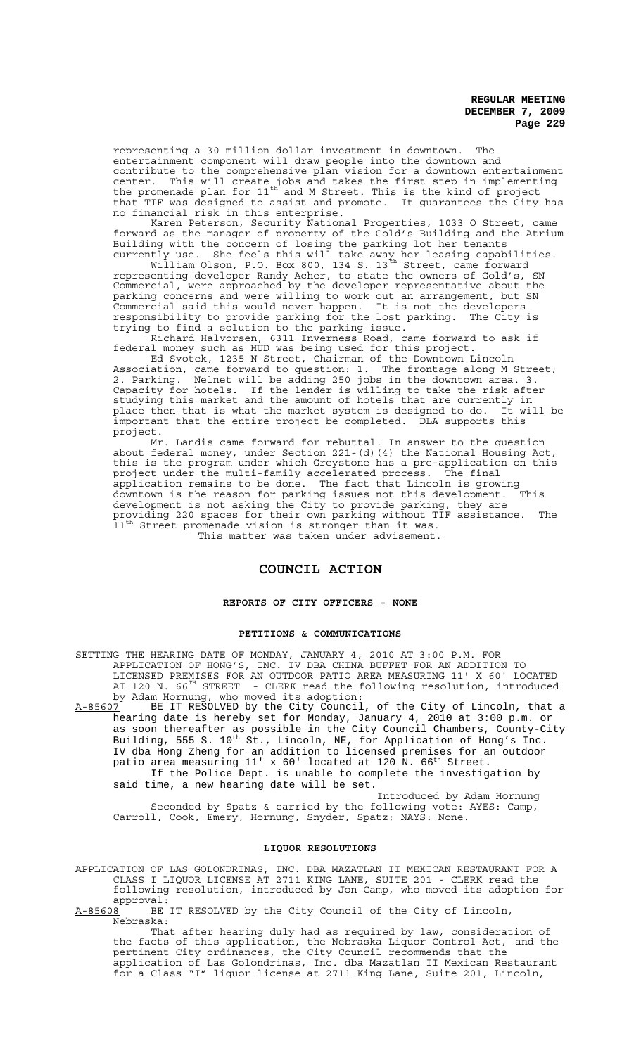representing a 30 million dollar investment in downtown. The entertainment component will draw people into the downtown and contribute to the comprehensive plan vision for a downtown entertainment center. This will create jobs and takes the first step in implementing the promenade plan for 11th and M Street. This is the kind of project that TIF was designed to assist and promote. It guarantees the City has no financial risk in this enterprise.

Karen Peterson, Security National Properties, 1033 O Street, came forward as the manager of property of the Gold's Building and the Atrium Building with the concern of losing the parking lot her tenants currently use. She feels this will take away her leasing capabilities.

William Olson, P.O. Box 800, 134 S. 13th Street, came forward representing developer Randy Acher, to state the owners of Gold's, SN Commercial, were approached by the developer representative about the parking concerns and were willing to work out an arrangement, but SN Commercial said this would never happen. It is not the developers responsibility to provide parking for the lost parking. The City is trying to find a solution to the parking issue.

Richard Halvorsen, 6311 Inverness Road, came forward to ask if federal money such as HUD was being used for this project.

Ed Svotek, 1235 N Street, Chairman of the Downtown Lincoln Association, came forward to question: 1. The frontage along M Street; 2. Parking. Nelnet will be adding 250 jobs in the downtown area. 3. Capacity for hotels. If the lender is willing to take the risk after studying this market and the amount of hotels that are currently in place then that is what the market system is designed to do. It will be important that the entire project be completed. DLA supports this project.

Mr. Landis came forward for rebuttal. In answer to the question about federal money, under Section 221-(d)(4) the National Housing Act, this is the program under which Greystone has a pre-application on this project under the multi-family accelerated process. The final application remains to be done. The fact that Lincoln is growing downtown is the reason for parking issues not this development. This development is not asking the City to provide parking, they are providing 220 spaces for their own parking without TIF assistance. The 11th Street promenade vision is stronger than it was.

This matter was taken under advisement.

# COUNCIL ACTION

## REPORTS OF CITY OFFICERS - NONE

## PETITIONS & COMMUNICATIONS

SETTING THE HEARING DATE OF MONDAY, JANUARY 4, 2010 AT 3:00 P.M. FOR APPLICATION OF HONG'S, INC. IV DBA CHINA BUFFET FOR AN ADDITION TO LICENSED PREMISES FOR AN OUTDOOR PATIO AREA MEASURING 11' X 60' LOCATED AT 120 N. 66TH STREET - CLERK read the following resolution, introduced by Adam Hornung, who moved its adoption:

A-85607 BE IT RESOLVED by the City Council, of the City of Lincoln, that a hearing date is hereby set for Monday, January 4, 2010 at 3:00 p.m. or as soon thereafter as possible in the City Council Chambers, County-City Building, 555 S. 10th St., Lincoln, NE, for Application of Hong's Inc. IV dba Hong Zheng for an addition to licensed premises for an outdoor patio area measuring 11' x 60' located at 120 N. 66th Street.

If the Police Dept. is unable to complete the investigation by said time, a new hearing date will be set.

Introduced by Adam Hornung

Seconded by Spatz & carried by the following vote: AYES: Camp, Carroll, Cook, Emery, Hornung, Snyder, Spatz; NAYS: None.

## LIQUOR RESOLUTIONS

APPLICATION OF LAS GOLONDRINAS, INC. DBA MAZATLAN II MEXICAN RESTAURANT FOR A CLASS I LIQUOR LICENSE AT 2711 KING LANE, SUITE 201 - CLERK read the following resolution, introduced by Jon Camp, who moved its adoption for approval:

A-85608 BE IT RESOLVED by the City Council of the City of Lincoln, Nebraska:

That after hearing duly had as required by law, consideration of the facts of this application, the Nebraska Liquor Control Act, and the pertinent City ordinances, the City Council recommends that the application of Las Golondrinas, Inc. dba Mazatlan II Mexican Restaurant for a Class "I" liquor license at 2711 King Lane, Suite 201, Lincoln,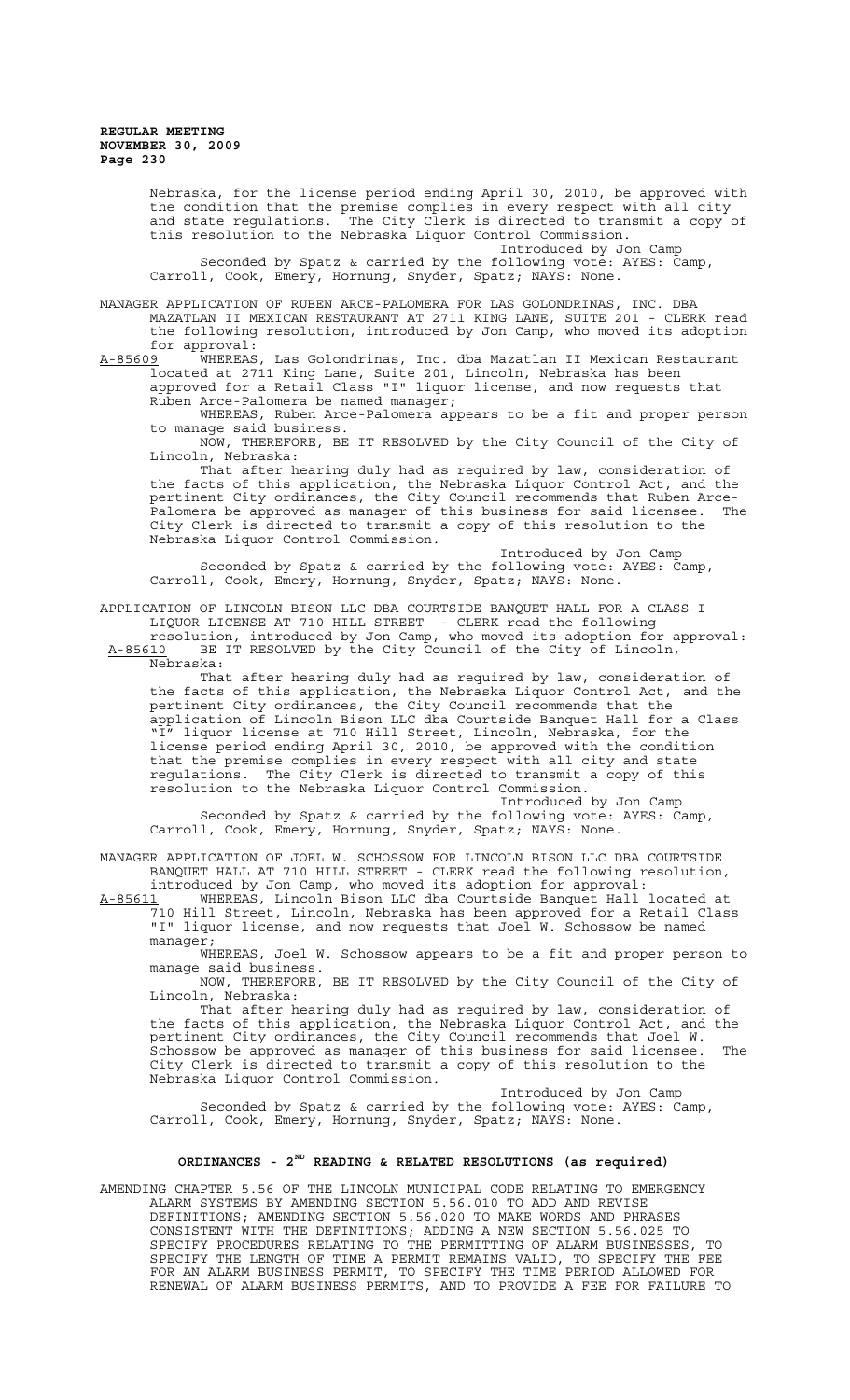Nebraska, for the license period ending April 30, 2010, be approved with the condition that the premise complies in every respect with all city and state regulations. The City Clerk is directed to transmit a copy of this resolution to the Nebraska Liquor Control Commission.

Introduced by Jon Camp

Seconded by Spatz & carried by the following vote: AYES: Camp, Carroll, Cook, Emery, Hornung, Snyder, Spatz; NAYS: None.

MANAGER APPLICATION OF RUBEN ARCE-PALOMERA FOR LAS GOLONDRINAS, INC. DBA MAZATLAN II MEXICAN RESTAURANT AT 2711 KING LANE, SUITE 201 - CLERK read the following resolution, introduced by Jon Camp, who moved its adoption for approval:

A-85609 WHEREAS, Las Golondrinas, Inc. dba Mazatlan II Mexican Restaurant located at 2711 King Lane, Suite 201, Lincoln, Nebraska has been approved for a Retail Class "I" liquor license, and now requests that Ruben Arce-Palomera be named manager;

WHEREAS, Ruben Arce-Palomera appears to be a fit and proper person to manage said business.

NOW, THEREFORE, BE IT RESOLVED by the City Council of the City of Lincoln, Nebraska:

That after hearing duly had as required by law, consideration of the facts of this application, the Nebraska Liquor Control Act, and the pertinent City ordinances, the City Council recommends that Ruben Arce-Palomera be approved as manager of this business for said licensee. The City Clerk is directed to transmit a copy of this resolution to the Nebraska Liquor Control Commission.

Introduced by Jon Camp

Seconded by Spatz & carried by the following vote: AYES: Camp, Carroll, Cook, Emery, Hornung, Snyder, Spatz; NAYS: None.

APPLICATION OF LINCOLN BISON LLC DBA COURTSIDE BANQUET HALL FOR A CLASS I LIQUOR LICENSE AT 710 HILL STREET - CLERK read the following resolution, introduced by Jon Camp, who moved its adoption for approval:

A-85610 BE IT RESOLVED by the City Council of the City of Lincoln, Nebraska:

That after hearing duly had as required by law, consideration of the facts of this application, the Nebraska Liquor Control Act, and the pertinent City ordinances, the City Council recommends that the application of Lincoln Bison LLC dba Courtside Banquet Hall for a Class "I" liquor license at 710 Hill Street, Lincoln, Nebraska, for the license period ending April 30, 2010, be approved with the condition that the premise complies in every respect with all city and state regulations. The City Clerk is directed to transmit a copy of this resolution to the Nebraska Liquor Control Commission.

Introduced by Jon Camp

Seconded by Spatz & carried by the following vote: AYES: Camp, Carroll, Cook, Emery, Hornung, Snyder, Spatz; NAYS: None.

MANAGER APPLICATION OF JOEL W. SCHOSSOW FOR LINCOLN BISON LLC DBA COURTSIDE BANQUET HALL AT 710 HILL STREET - CLERK read the following resolution, introduced by Jon Camp, who moved its adoption for approval:

A-85611 WHEREAS, Lincoln Bison LLC dba Courtside Banquet Hall located at 710 Hill Street, Lincoln, Nebraska has been approved for a Retail Class "I" liquor license, and now requests that Joel W. Schossow be named manager;

WHEREAS, Joel W. Schossow appears to be a fit and proper person to manage said business.

NOW, THEREFORE, BE IT RESOLVED by the City Council of the City of Lincoln, Nebraska:

That after hearing duly had as required by law, consideration of the facts of this application, the Nebraska Liquor Control Act, and the pertinent City ordinances, the City Council recommends that Joel W. Schossow be approved as manager of this business for said licensee. The City Clerk is directed to transmit a copy of this resolution to the Nebraska Liquor Control Commission.

Introduced by Jon Camp

Seconded by Spatz & carried by the following vote: AYES: Camp, Carroll, Cook, Emery, Hornung, Snyder, Spatz; NAYS: None.

## ORDINANCES - 2ND READING & RELATED RESOLUTIONS (as required)

AMENDING CHAPTER 5.56 OF THE LINCOLN MUNICIPAL CODE RELATING TO EMERGENCY ALARM SYSTEMS BY AMENDING SECTION 5.56.010 TO ADD AND REVISE DEFINITIONS; AMENDING SECTION 5.56.020 TO MAKE WORDS AND PHRASES CONSISTENT WITH THE DEFINITIONS; ADDING A NEW SECTION 5.56.025 TO SPECIFY PROCEDURES RELATING TO THE PERMITTING OF ALARM BUSINESSES, TO SPECIFY THE LENGTH OF TIME A PERMIT REMAINS VALID, TO SPECIFY THE FEE FOR AN ALARM BUSINESS PERMIT, TO SPECIFY THE TIME PERIOD ALLOWED FOR RENEWAL OF ALARM BUSINESS PERMITS, AND TO PROVIDE A FEE FOR FAILURE TO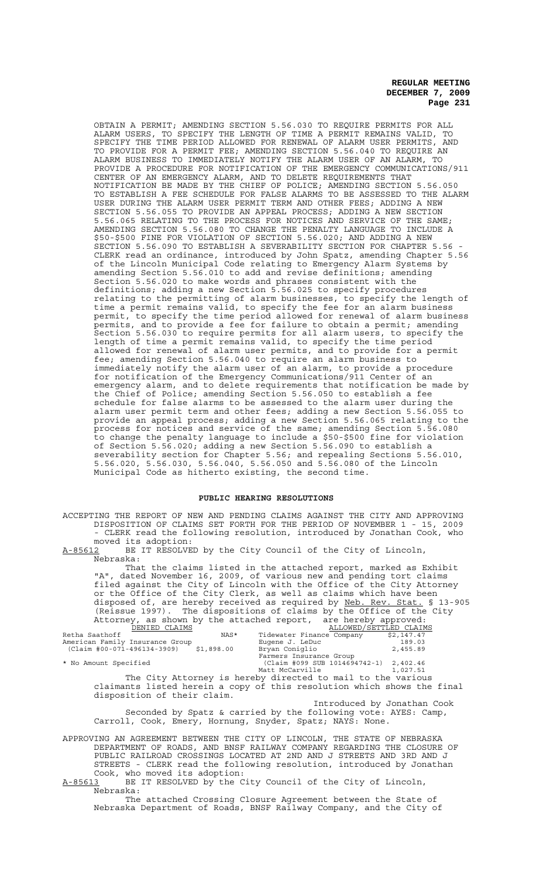OBTAIN A PERMIT; AMENDING SECTION 5.56.030 TO REQUIRE PERMITS FOR ALL ALARM USERS, TO SPECIFY THE LENGTH OF TIME A PERMIT REMAINS VALID, TO SPECIFY THE TIME PERIOD ALLOWED FOR RENEWAL OF ALARM USER PERMITS, AND TO PROVIDE FOR A PERMIT FEE; AMENDING SECTION 5.56.040 TO REQUIRE AN ALARM BUSINESS TO IMMEDIATELY NOTIFY THE ALARM USER OF AN ALARM, TO PROVIDE A PROCEDURE FOR NOTIFICATION OF THE EMERGENCY COMMUNICATIONS/911 CENTER OF AN EMERGENCY ALARM, AND TO DELETE REQUIREMENTS THAT NOTIFICATION BE MADE BY THE CHIEF OF POLICE; AMENDING SECTION 5.56.050 TO ESTABLISH A FEE SCHEDULE FOR FALSE ALARMS TO BE ASSESSED TO THE ALARM USER DURING THE ALARM USER PERMIT TERM AND OTHER FEES; ADDING A NEW SECTION 5.56.055 TO PROVIDE AN APPEAL PROCESS; ADDING A NEW SECTION 5.56.065 RELATING TO THE PROCESS FOR NOTICES AND SERVICE OF THE SAME; AMENDING SECTION 5.56.080 TO CHANGE THE PENALTY LANGUAGE TO INCLUDE A $50-$500 FINE FOR VIOLATION OF SECTION 5.56.020; AND ADDING A NEW SECTION 5.56.090 TO ESTABLISH A SEVERABILITY SECTION FOR CHAPTER 5.56 - CLERK read an ordinance, introduced by John Spatz, amending Chapter 5.56 of the Lincoln Municipal Code relating to Emergency Alarm Systems by amending Section 5.56.010 to add and revise definitions; amending Section 5.56.020 to make words and phrases consistent with the definitions; adding a new Section 5.56.025 to specify procedures relating to the permitting of alarm businesses, to specify the length of time a permit remains valid, to specify the fee for an alarm business permit, to specify the time period allowed for renewal of alarm business permits, and to provide a fee for failure to obtain a permit; amending Section 5.56.030 to require permits for all alarm users, to specify the length of time a permit remains valid, to specify the time period allowed for renewal of alarm user permits, and to provide for a permit fee; amending Section 5.56.040 to require an alarm business to immediately notify the alarm user of an alarm, to provide a procedure for notification of the Emergency Communications/911 Center of an emergency alarm, and to delete requirements that notification be made by the Chief of Police; amending Section 5.56.050 to establish a fee schedule for false alarms to be assessed to the alarm user during the alarm user permit term and other fees; adding a new Section 5.56.055 to provide an appeal process; adding a new Section 5.56.065 relating to the process for notices and service of the same; amending Section 5.56.080 to change the penalty language to include a $50-$500 fine for violation of Section 5.56.020; adding a new Section 5.56.090 to establish a severability section for Chapter 5.56; and repealing Sections 5.56.010, 5.56.020, 5.56.030, 5.56.040, 5.56.050 and 5.56.080 of the Lincoln Municipal Code as hitherto existing, the second time.

## PUBLIC HEARING RESOLUTIONS

ACCEPTING THE REPORT OF NEW AND PENDING CLAIMS AGAINST THE CITY AND APPROVING DISPOSITION OF CLAIMS SET FORTH FOR THE PERIOD OF NOVEMBER 1 - 15, 2009 - CLERK read the following resolution, introduced by Jonathan Cook, who moved its adoption:

A-85612 BE IT RESOLVED by the City Council of the City of Lincoln, Nebraska:

That the claims listed in the attached report, marked as Exhibit "A", dated November 16, 2009, of various new and pending tort claims filed against the City of Lincoln with the Office of the City Attorney or the Office of the City Clerk, as well as claims which have been disposed of, are hereby received as required by Neb. Rev. Stat. § 13-905 (Reissue 1997). The dispositions of claims by the Office of the City Attorney, as shown by the attached report, are hereby approved:

| DENIED CLAIMS | | ALLOWED/SETTLED CLAIMS | |
|---|---|---|---|
| Retha Saathoff | NAS* | Tidewater Finance Company | $2,147.47 |
| American Family Insurance Group | | Eugene J. LeDuc | 189.03 |
| (Claim #00-071-496134-3909) | $1,898.00 | Bryan Coniglio | 2,455.89 |
| | | Farmers Insurance Group | |
| * No Amount Specified | | (Claim #099 SUB 1014694742-1) | 2,402.46 |
| | | Matt McCarville | 1,027.51 |

The City Attorney is hereby directed to mail to the various claimants listed herein a copy of this resolution which shows the final disposition of their claim.

Introduced by Jonathan Cook

Seconded by Spatz & carried by the following vote: AYES: Camp, Carroll, Cook, Emery, Hornung, Snyder, Spatz; NAYS: None.

APPROVING AN AGREEMENT BETWEEN THE CITY OF LINCOLN, THE STATE OF NEBRASKA DEPARTMENT OF ROADS, AND BNSF RAILWAY COMPANY REGARDING THE CLOSURE OF PUBLIC RAILROAD CROSSINGS LOCATED AT 2ND AND J STREETS AND 3RD AND J STREETS - CLERK read the following resolution, introduced by Jonathan Cook, who moved its adoption:

A-85613 BE IT RESOLVED by the City Council of the City of Lincoln, Nebraska:

The attached Crossing Closure Agreement between the State of Nebraska Department of Roads, BNSF Railway Company, and the City of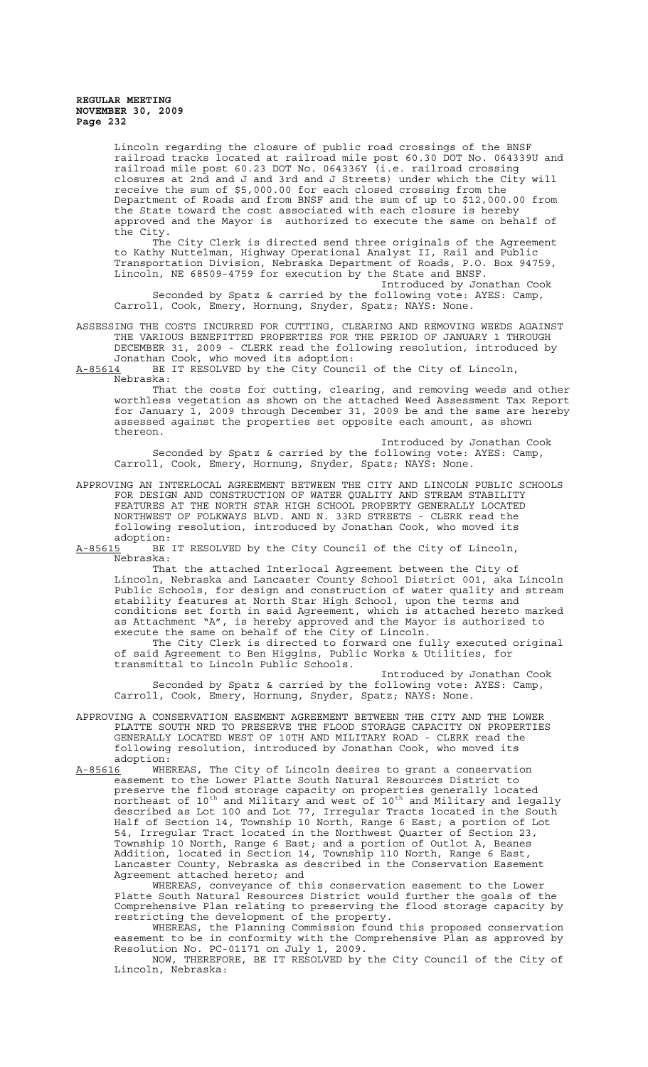Lincoln regarding the closure of public road crossings of the BNSF railroad tracks located at railroad mile post 60.30 DOT No. 064339U and railroad mile post 60.23 DOT No. 064336Y (i.e. railroad crossing closures at 2nd and J and 3rd and J Streets) under which the City will receive the sum of $5,000.00 for each closed crossing from the Department of Roads and from BNSF and the sum of up to $12,000.00 from the State toward the cost associated with each closure is hereby approved and the Mayor is authorized to execute the same on behalf of the City.

The City Clerk is directed send three originals of the Agreement to Kathy Nuttelman, Highway Operational Analyst II, Rail and Public Transportation Division, Nebraska Department of Roads, P.O. Box 94759, Lincoln, NE 68509-4759 for execution by the State and BNSF.

Introduced by Jonathan Cook

Seconded by Spatz & carried by the following vote: AYES: Camp, Carroll, Cook, Emery, Hornung, Snyder, Spatz; NAYS: None.

ASSESSING THE COSTS INCURRED FOR CUTTING, CLEARING AND REMOVING WEEDS AGAINST THE VARIOUS BENEFITTED PROPERTIES FOR THE PERIOD OF JANUARY 1 THROUGH DECEMBER 31, 2009 - CLERK read the following resolution, introduced by Jonathan Cook, who moved its adoption:

A-85614 BE IT RESOLVED by the City Council of the City of Lincoln, Nebraska:

That the costs for cutting, clearing, and removing weeds and other worthless vegetation as shown on the attached Weed Assessment Tax Report for January 1, 2009 through December 31, 2009 be and the same are hereby assessed against the properties set opposite each amount, as shown thereon.

Introduced by Jonathan Cook

Seconded by Spatz & carried by the following vote: AYES: Camp, Carroll, Cook, Emery, Hornung, Snyder, Spatz; NAYS: None.

APPROVING AN INTERLOCAL AGREEMENT BETWEEN THE CITY AND LINCOLN PUBLIC SCHOOLS FOR DESIGN AND CONSTRUCTION OF WATER QUALITY AND STREAM STABILITY FEATURES AT THE NORTH STAR HIGH SCHOOL PROPERTY GENERALLY LOCATED NORTHWEST OF FOLKWAYS BLVD. AND N. 33RD STREETS - CLERK read the following resolution, introduced by Jonathan Cook, who moved its adoption:

A-85615 BE IT RESOLVED by the City Council of the City of Lincoln, Nebraska:

That the attached Interlocal Agreement between the City of Lincoln, Nebraska and Lancaster County School District 001, aka Lincoln Public Schools, for design and construction of water quality and stream stability features at North Star High School, upon the terms and conditions set forth in said Agreement, which is attached hereto marked as Attachment "A", is hereby approved and the Mayor is authorized to execute the same on behalf of the City of Lincoln.

The City Clerk is directed to forward one fully executed original of said Agreement to Ben Higgins, Public Works & Utilities, for transmittal to Lincoln Public Schools.

Introduced by Jonathan Cook

Seconded by Spatz & carried by the following vote: AYES: Camp, Carroll, Cook, Emery, Hornung, Snyder, Spatz; NAYS: None.

APPROVING A CONSERVATION EASEMENT AGREEMENT BETWEEN THE CITY AND THE LOWER PLATTE SOUTH NRD TO PRESERVE THE FLOOD STORAGE CAPACITY ON PROPERTIES GENERALLY LOCATED WEST OF 10TH AND MILITARY ROAD - CLERK read the following resolution, introduced by Jonathan Cook, who moved its adoption:

A-85616 WHEREAS, The City of Lincoln desires to grant a conservation easement to the Lower Platte South Natural Resources District to preserve the flood storage capacity on properties generally located northeast of 10th and Military and west of 10th and Military and legally described as Lot 100 and Lot 77, Irregular Tracts located in the South Half of Section 14, Township 10 North, Range 6 East; a portion of Lot 54, Irregular Tract located in the Northwest Quarter of Section 23, Township 10 North, Range 6 East; and a portion of Outlot A, Beanes Addition, located in Section 14, Township 110 North, Range 6 East, Lancaster County, Nebraska as described in the Conservation Easement Agreement attached hereto; and

WHEREAS, conveyance of this conservation easement to the Lower Platte South Natural Resources District would further the goals of the Comprehensive Plan relating to preserving the flood storage capacity by restricting the development of the property.

WHEREAS, the Planning Commission found this proposed conservation easement to be in conformity with the Comprehensive Plan as approved by Resolution No. PC-01171 on July 1, 2009.

NOW, THEREFORE, BE IT RESOLVED by the City Council of the City of Lincoln, Nebraska: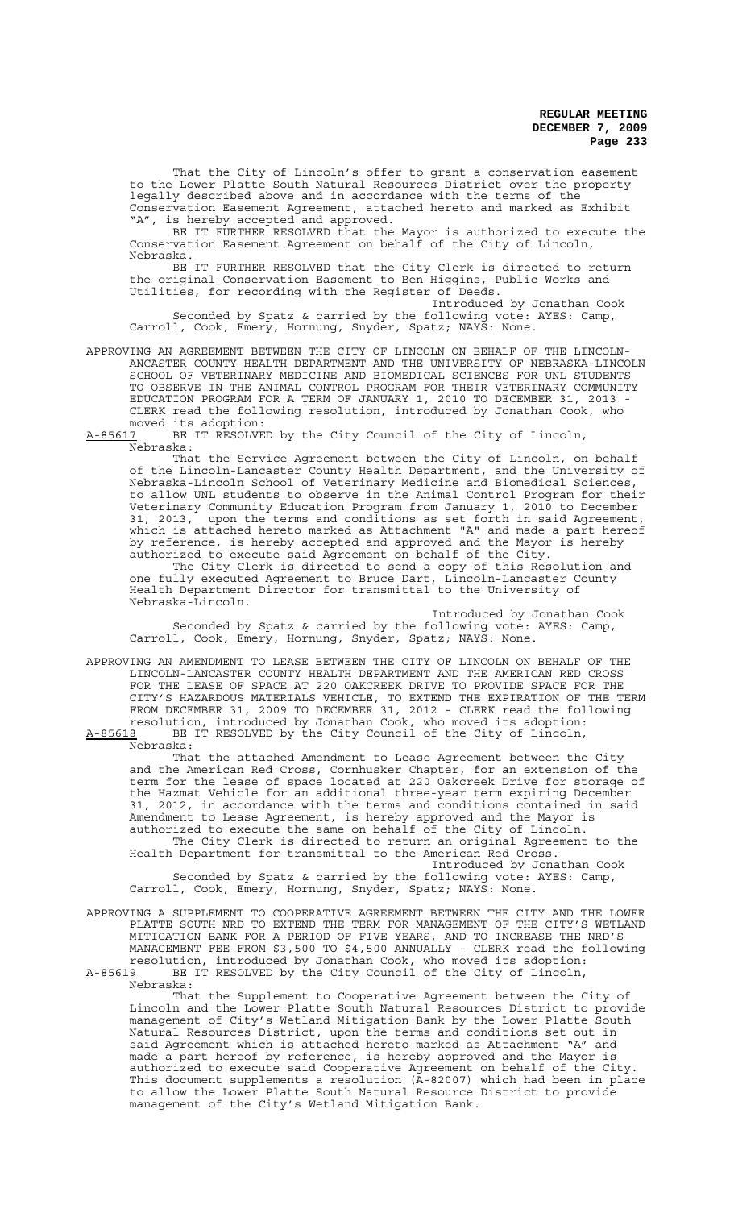That the City of Lincoln's offer to grant a conservation easement to the Lower Platte South Natural Resources District over the property legally described above and in accordance with the terms of the Conservation Easement Agreement, attached hereto and marked as Exhibit "A", is hereby accepted and approved.

BE IT FURTHER RESOLVED that the Mayor is authorized to execute the Conservation Easement Agreement on behalf of the City of Lincoln, Nebraska.

BE IT FURTHER RESOLVED that the City Clerk is directed to return the original Conservation Easement to Ben Higgins, Public Works and Utilities, for recording with the Register of Deeds.

Introduced by Jonathan Cook

Seconded by Spatz & carried by the following vote: AYES: Camp, Carroll, Cook, Emery, Hornung, Snyder, Spatz; NAYS: None.

APPROVING AN AGREEMENT BETWEEN THE CITY OF LINCOLN ON BEHALF OF THE LINCOLN-ANCASTER COUNTY HEALTH DEPARTMENT AND THE UNIVERSITY OF NEBRASKA-LINCOLN SCHOOL OF VETERINARY MEDICINE AND BIOMEDICAL SCIENCES FOR UNL STUDENTS TO OBSERVE IN THE ANIMAL CONTROL PROGRAM FOR THEIR VETERINARY COMMUNITY EDUCATION PROGRAM FOR A TERM OF JANUARY 1, 2010 TO DECEMBER 31, 2013 - CLERK read the following resolution, introduced by Jonathan Cook, who moved its adoption:

A-85617 BE IT RESOLVED by the City Council of the City of Lincoln, Nebraska:

That the Service Agreement between the City of Lincoln, on behalf of the Lincoln-Lancaster County Health Department, and the University of Nebraska-Lincoln School of Veterinary Medicine and Biomedical Sciences, to allow UNL students to observe in the Animal Control Program for their Veterinary Community Education Program from January 1, 2010 to December 31, 2013, upon the terms and conditions as set forth in said Agreement, which is attached hereto marked as Attachment "A" and made a part hereof by reference, is hereby accepted and approved and the Mayor is hereby authorized to execute said Agreement on behalf of the City.

The City Clerk is directed to send a copy of this Resolution and one fully executed Agreement to Bruce Dart, Lincoln-Lancaster County Health Department Director for transmittal to the University of Nebraska-Lincoln.

Introduced by Jonathan Cook

Seconded by Spatz & carried by the following vote: AYES: Camp, Carroll, Cook, Emery, Hornung, Snyder, Spatz; NAYS: None.

APPROVING AN AMENDMENT TO LEASE BETWEEN THE CITY OF LINCOLN ON BEHALF OF THE LINCOLN-LANCASTER COUNTY HEALTH DEPARTMENT AND THE AMERICAN RED CROSS FOR THE LEASE OF SPACE AT 220 OAKCREEK DRIVE TO PROVIDE SPACE FOR THE CITY'S HAZARDOUS MATERIALS VEHICLE, TO EXTEND THE EXPIRATION OF THE TERM FROM DECEMBER 31, 2009 TO DECEMBER 31, 2012 - CLERK read the following resolution, introduced by Jonathan Cook, who moved its adoption:

A-85618 BE IT RESOLVED by the City Council of the City of Lincoln, Nebraska:

That the attached Amendment to Lease Agreement between the City and the American Red Cross, Cornhusker Chapter, for an extension of the term for the lease of space located at 220 Oakcreek Drive for storage of the Hazmat Vehicle for an additional three-year term expiring December 31, 2012, in accordance with the terms and conditions contained in said Amendment to Lease Agreement, is hereby approved and the Mayor is authorized to execute the same on behalf of the City of Lincoln.

The City Clerk is directed to return an original Agreement to the Health Department for transmittal to the American Red Cross.

Introduced by Jonathan Cook

Seconded by Spatz & carried by the following vote: AYES: Camp, Carroll, Cook, Emery, Hornung, Snyder, Spatz; NAYS: None.

APPROVING A SUPPLEMENT TO COOPERATIVE AGREEMENT BETWEEN THE CITY AND THE LOWER PLATTE SOUTH NRD TO EXTEND THE TERM FOR MANAGEMENT OF THE CITY'S WETLAND MITIGATION BANK FOR A PERIOD OF FIVE YEARS, AND TO INCREASE THE NRD'S MANAGEMENT FEE FROM $3,500 TO $4,500 ANNUALLY - CLERK read the following resolution, introduced by Jonathan Cook, who moved its adoption:

A-85619 BE IT RESOLVED by the City Council of the City of Lincoln, Nebraska:

That the Supplement to Cooperative Agreement between the City of Lincoln and the Lower Platte South Natural Resources District to provide management of City's Wetland Mitigation Bank by the Lower Platte South Natural Resources District, upon the terms and conditions set out in said Agreement which is attached hereto marked as Attachment "A" and made a part hereof by reference, is hereby approved and the Mayor is authorized to execute said Cooperative Agreement on behalf of the City. This document supplements a resolution (A-82007) which had been in place to allow the Lower Platte South Natural Resource District to provide management of the City's Wetland Mitigation Bank.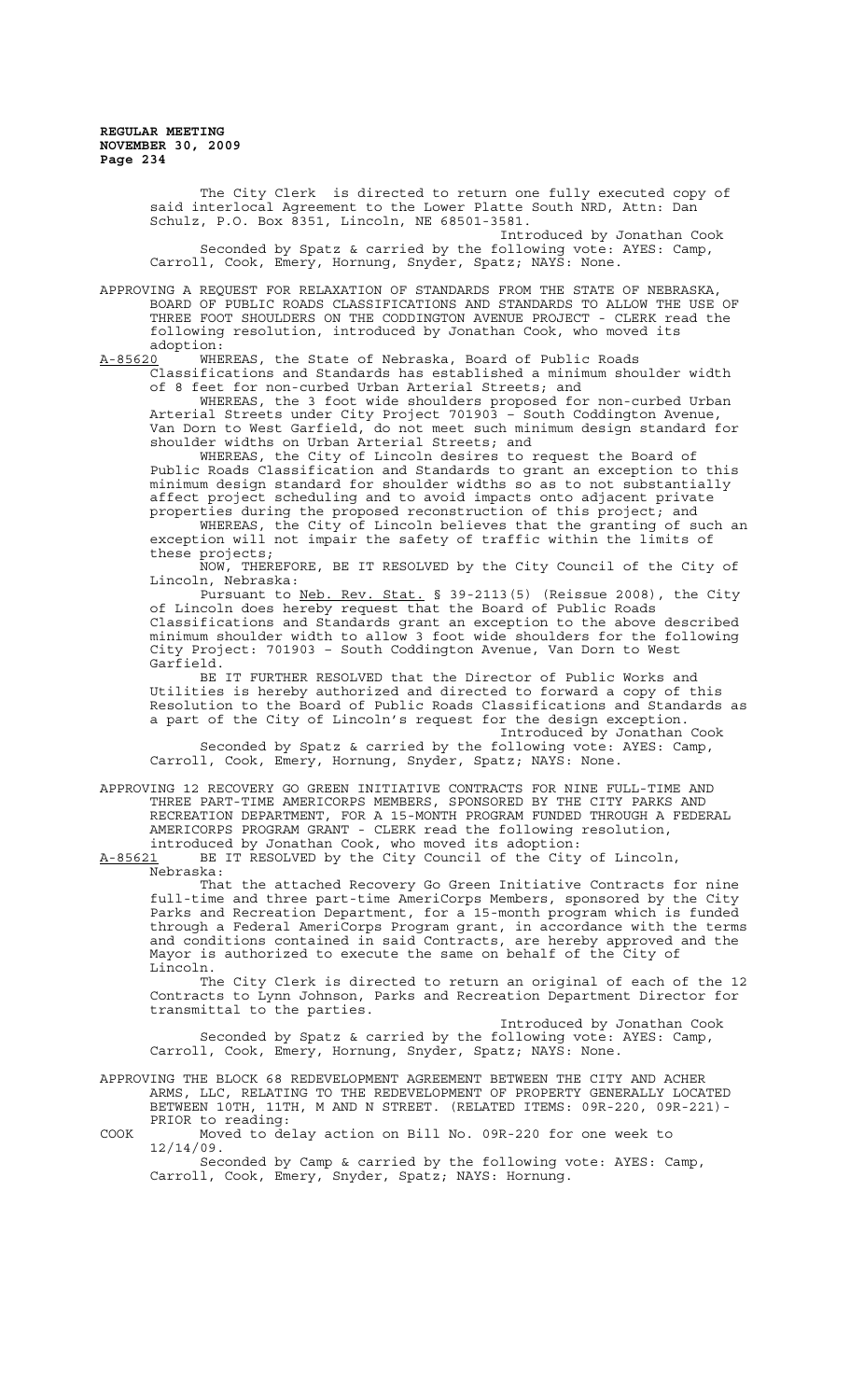The City Clerk is directed to return one fully executed copy of said interlocal Agreement to the Lower Platte South NRD, Attn: Dan Schulz, P.O. Box 8351, Lincoln, NE 68501-3581.

Introduced by Jonathan Cook

Seconded by Spatz & carried by the following vote: AYES: Camp, Carroll, Cook, Emery, Hornung, Snyder, Spatz; NAYS: None.

APPROVING A REQUEST FOR RELAXATION OF STANDARDS FROM THE STATE OF NEBRASKA, BOARD OF PUBLIC ROADS CLASSIFICATIONS AND STANDARDS TO ALLOW THE USE OF THREE FOOT SHOULDERS ON THE CODDINGTON AVENUE PROJECT - CLERK read the following resolution, introduced by Jonathan Cook, who moved its adoption:

A-85620 WHEREAS, the State of Nebraska, Board of Public Roads Classifications and Standards has established a minimum shoulder width of 8 feet for non-curbed Urban Arterial Streets; and

WHEREAS, the 3 foot wide shoulders proposed for non-curbed Urban Arterial Streets under City Project 701903 – South Coddington Avenue, Van Dorn to West Garfield, do not meet such minimum design standard for shoulder widths on Urban Arterial Streets; and

WHEREAS, the City of Lincoln desires to request the Board of Public Roads Classification and Standards to grant an exception to this minimum design standard for shoulder widths so as to not substantially affect project scheduling and to avoid impacts onto adjacent private properties during the proposed reconstruction of this project; and

WHEREAS, the City of Lincoln believes that the granting of such an exception will not impair the safety of traffic within the limits of these projects;

NOW, THEREFORE, BE IT RESOLVED by the City Council of the City of Lincoln, Nebraska:

Pursuant to Neb. Rev. Stat. § 39-2113(5) (Reissue 2008), the City of Lincoln does hereby request that the Board of Public Roads Classifications and Standards grant an exception to the above described minimum shoulder width to allow 3 foot wide shoulders for the following City Project: 701903 – South Coddington Avenue, Van Dorn to West Garfield.

BE IT FURTHER RESOLVED that the Director of Public Works and Utilities is hereby authorized and directed to forward a copy of this Resolution to the Board of Public Roads Classifications and Standards as a part of the City of Lincoln's request for the design exception.

Introduced by Jonathan Cook

Seconded by Spatz & carried by the following vote: AYES: Camp, Carroll, Cook, Emery, Hornung, Snyder, Spatz; NAYS: None.

APPROVING 12 RECOVERY GO GREEN INITIATIVE CONTRACTS FOR NINE FULL-TIME AND THREE PART-TIME AMERICORPS MEMBERS, SPONSORED BY THE CITY PARKS AND RECREATION DEPARTMENT, FOR A 15-MONTH PROGRAM FUNDED THROUGH A FEDERAL AMERICORPS PROGRAM GRANT - CLERK read the following resolution, introduced by Jonathan Cook, who moved its adoption:

A-85621 BE IT RESOLVED by the City Council of the City of Lincoln, Nebraska:

That the attached Recovery Go Green Initiative Contracts for nine full-time and three part-time AmeriCorps Members, sponsored by the City Parks and Recreation Department, for a 15-month program which is funded through a Federal AmeriCorps Program grant, in accordance with the terms and conditions contained in said Contracts, are hereby approved and the Mayor is authorized to execute the same on behalf of the City of Lincoln.

The City Clerk is directed to return an original of each of the 12 Contracts to Lynn Johnson, Parks and Recreation Department Director for transmittal to the parties.

Introduced by Jonathan Cook

Seconded by Spatz & carried by the following vote: AYES: Camp, Carroll, Cook, Emery, Hornung, Snyder, Spatz; NAYS: None.

APPROVING THE BLOCK 68 REDEVELOPMENT AGREEMENT BETWEEN THE CITY AND ACHER ARMS, LLC, RELATING TO THE REDEVELOPMENT OF PROPERTY GENERALLY LOCATED BETWEEN 10TH, 11TH, M AND N STREET. (RELATED ITEMS: 09R-220, 09R-221)- PRIOR to reading:

COOK Moved to delay action on Bill No. 09R-220 for one week to 12/14/09.

Seconded by Camp & carried by the following vote: AYES: Camp, Carroll, Cook, Emery, Snyder, Spatz; NAYS: Hornung.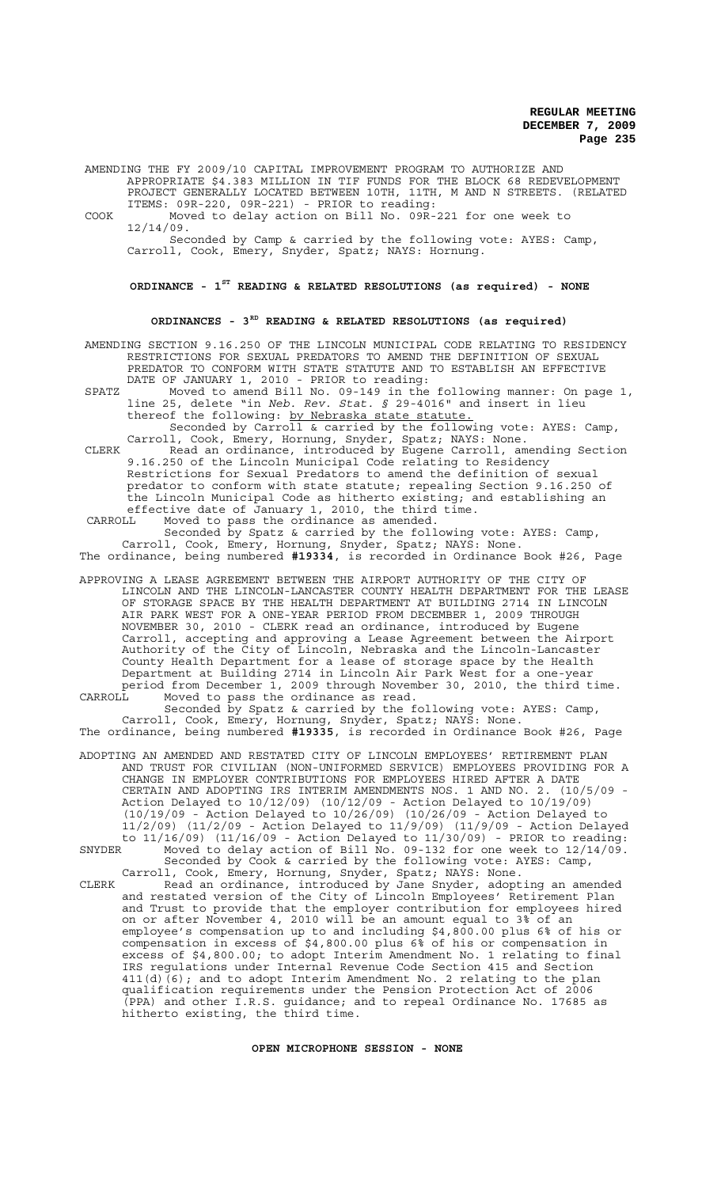AMENDING THE FY 2009/10 CAPITAL IMPROVEMENT PROGRAM TO AUTHORIZE AND APPROPRIATE $4.383 MILLION IN TIF FUNDS FOR THE BLOCK 68 REDEVELOPMENT PROJECT GENERALLY LOCATED BETWEEN 10TH, 11TH, M AND N STREETS. (RELATED ITEMS: 09R-220, 09R-221) - PRIOR to reading:

COOK Moved to delay action on Bill No. 09R-221 for one week to 12/14/09.

Seconded by Camp & carried by the following vote: AYES: Camp, Carroll, Cook, Emery, Snyder, Spatz; NAYS: Hornung.

## ORDINANCE - 1ST READING & RELATED RESOLUTIONS (as required) - NONE

## ORDINANCES - 3RD READING & RELATED RESOLUTIONS (as required)

AMENDING SECTION 9.16.250 OF THE LINCOLN MUNICIPAL CODE RELATING TO RESIDENCY RESTRICTIONS FOR SEXUAL PREDATORS TO AMEND THE DEFINITION OF SEXUAL PREDATOR TO CONFORM WITH STATE STATUTE AND TO ESTABLISH AN EFFECTIVE DATE OF JANUARY 1, 2010 - PRIOR to reading:

SPATZ Moved to amend Bill No. 09-149 in the following manner: On page 1, line 25, delete "in *Neb. Rev. Stat. §* 29-4016" and insert in lieu thereof the following: by Nebraska state statute.

Seconded by Carroll & carried by the following vote: AYES: Camp, Carroll, Cook, Emery, Hornung, Snyder, Spatz; NAYS: None.

CLERK Read an ordinance, introduced by Eugene Carroll, amending Section 9.16.250 of the Lincoln Municipal Code relating to Residency Restrictions for Sexual Predators to amend the definition of sexual predator to conform with state statute; repealing Section 9.16.250 of the Lincoln Municipal Code as hitherto existing; and establishing an effective date of January 1, 2010, the third time.

CARROLL Moved to pass the ordinance as amended.

Seconded by Spatz & carried by the following vote: AYES: Camp, Carroll, Cook, Emery, Hornung, Snyder, Spatz; NAYS: None.

The ordinance, being numbered **#19334**, is recorded in Ordinance Book #26, Page

APPROVING A LEASE AGREEMENT BETWEEN THE AIRPORT AUTHORITY OF THE CITY OF LINCOLN AND THE LINCOLN-LANCASTER COUNTY HEALTH DEPARTMENT FOR THE LEASE OF STORAGE SPACE BY THE HEALTH DEPARTMENT AT BUILDING 2714 IN LINCOLN AIR PARK WEST FOR A ONE-YEAR PERIOD FROM DECEMBER 1, 2009 THROUGH NOVEMBER 30, 2010 - CLERK read an ordinance, introduced by Eugene Carroll, accepting and approving a Lease Agreement between the Airport Authority of the City of Lincoln, Nebraska and the Lincoln-Lancaster County Health Department for a lease of storage space by the Health Department at Building 2714 in Lincoln Air Park West for a one-year period from December 1, 2009 through November 30, 2010, the third time.

CARROLL Moved to pass the ordinance as read.

Seconded by Spatz & carried by the following vote: AYES: Camp, Carroll, Cook, Emery, Hornung, Snyder, Spatz; NAYS: None.

The ordinance, being numbered **#19335**, is recorded in Ordinance Book #26, Page

ADOPTING AN AMENDED AND RESTATED CITY OF LINCOLN EMPLOYEES' RETIREMENT PLAN AND TRUST FOR CIVILIAN (NON-UNIFORMED SERVICE) EMPLOYEES PROVIDING FOR A CHANGE IN EMPLOYER CONTRIBUTIONS FOR EMPLOYEES HIRED AFTER A DATE CERTAIN AND ADOPTING IRS INTERIM AMENDMENTS NOS. 1 AND NO. 2. (10/5/09 - Action Delayed to 10/12/09) (10/12/09 - Action Delayed to 10/19/09) (10/19/09 - Action Delayed to 10/26/09) (10/26/09 - Action Delayed to 11/2/09) (11/2/09 - Action Delayed to 11/9/09) (11/9/09 - Action Delayed to 11/16/09) (11/16/09 - Action Delayed to 11/30/09) - PRIOR to reading:

SNYDER Moved to delay action of Bill No. 09-132 for one week to 12/14/09.

Seconded by Cook & carried by the following vote: AYES: Camp, Carroll, Cook, Emery, Hornung, Snyder, Spatz; NAYS: None.

CLERK Read an ordinance, introduced by Jane Snyder, adopting an amended and restated version of the City of Lincoln Employees' Retirement Plan and Trust to provide that the employer contribution for employees hired on or after November 4, 2010 will be an amount equal to 3% of an employee's compensation up to and including $4,800.00 plus 6% of his or compensation in excess of $4,800.00 plus 6% of his or compensation in excess of $4,800.00; to adopt Interim Amendment No. 1 relating to final IRS regulations under Internal Revenue Code Section 415 and Section 411(d)(6); and to adopt Interim Amendment No. 2 relating to the plan qualification requirements under the Pension Protection Act of 2006 (PPA) and other I.R.S. guidance; and to repeal Ordinance No. 17685 as hitherto existing, the third time.

## OPEN MICROPHONE SESSION - NONE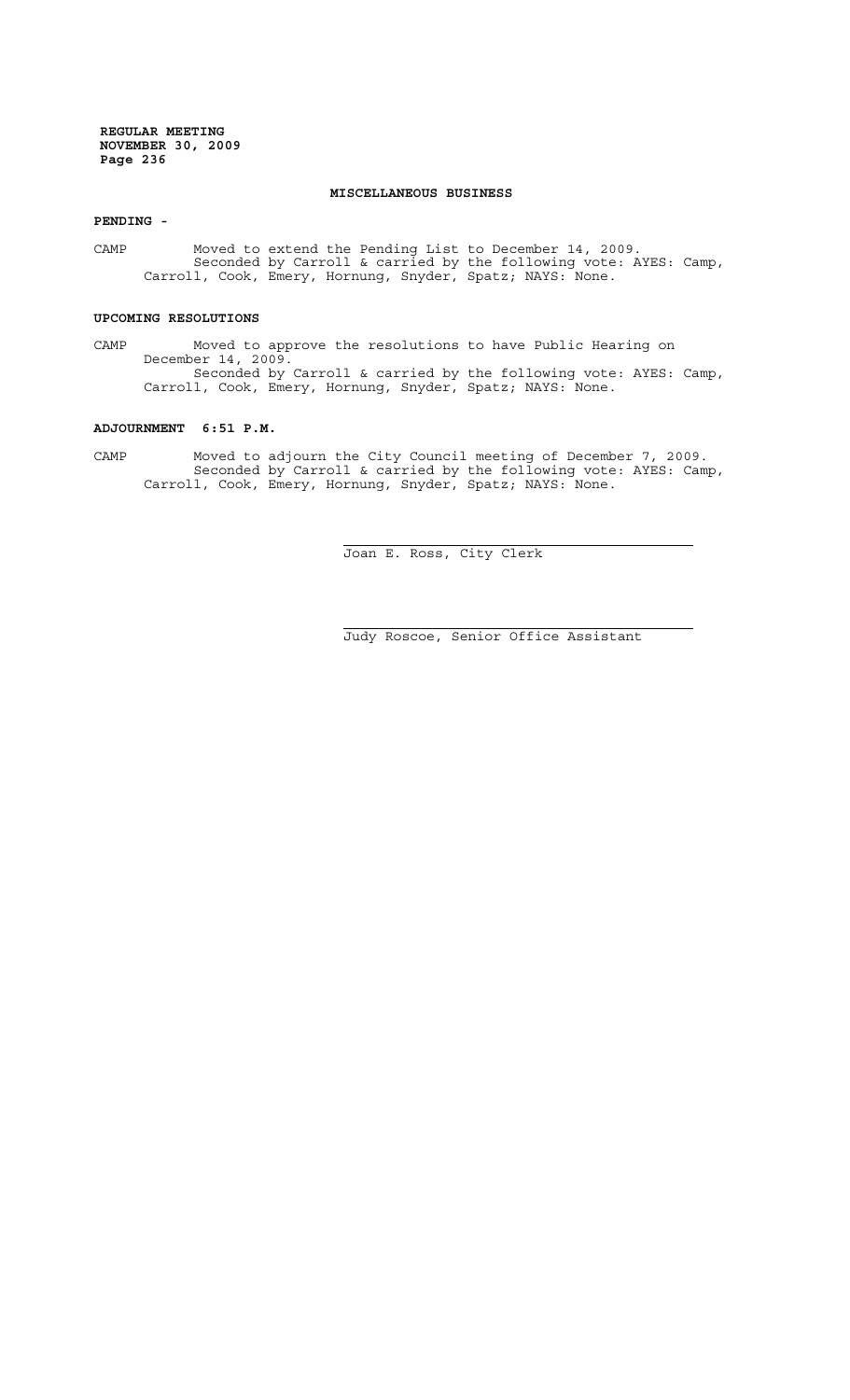## MISCELLANEOUS BUSINESS

**PENDING -**

CAMP Moved to extend the Pending List to December 14, 2009.
Seconded by Carroll & carried by the following vote: AYES: Camp, Carroll, Cook, Emery, Hornung, Snyder, Spatz; NAYS: None.

**UPCOMING RESOLUTIONS**

CAMP Moved to approve the resolutions to have Public Hearing on December 14, 2009.
Seconded by Carroll & carried by the following vote: AYES: Camp, Carroll, Cook, Emery, Hornung, Snyder, Spatz; NAYS: None.

**ADJOURNMENT 6:51 P.M.**

CAMP Moved to adjourn the City Council meeting of December 7, 2009.
Seconded by Carroll & carried by the following vote: AYES: Camp, Carroll, Cook, Emery, Hornung, Snyder, Spatz; NAYS: None.

Joan E. Ross, City Clerk

Judy Roscoe, Senior Office Assistant